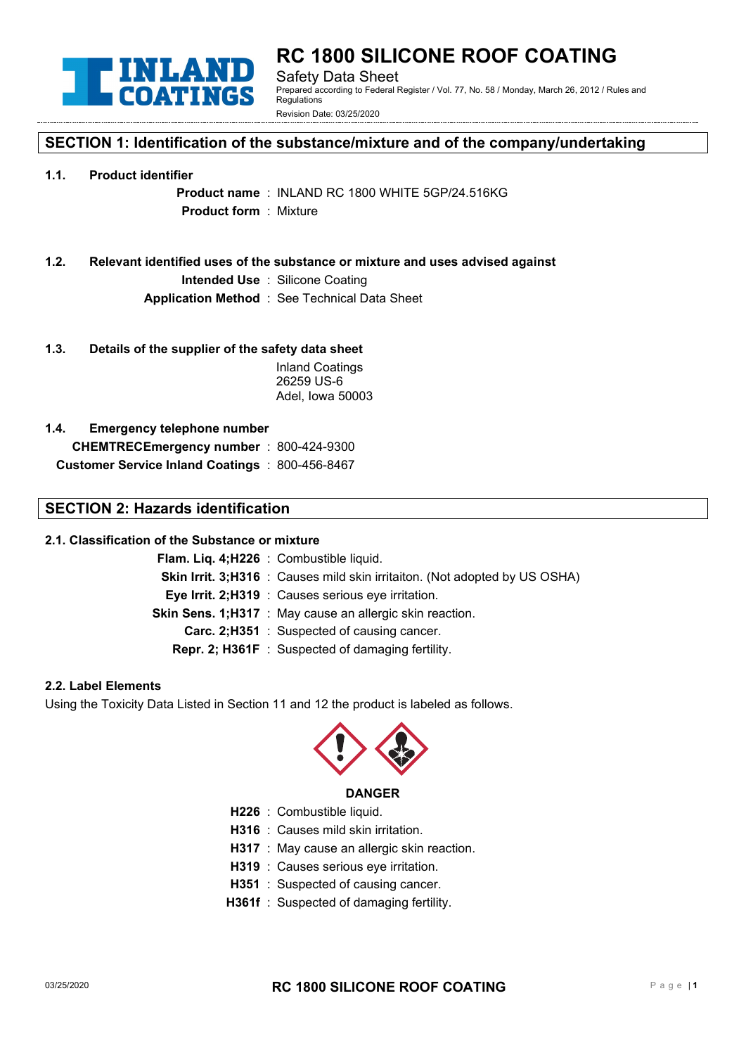# RC 1800 SILICONE ROOF COATING

Safety Data Sheet

Prepared according to Federal Register / Vol. 77, No. 58 / Monday, March 26, 2012 / Rules and Regulations

Revision Date: 03/25/2020

## SECTION 1: Identification of the substance/mixture and of the company/undertaking

**1.1. Product identifier**

**Product name** : INLAND RC 1800 WHITE 5GP/24.516KG

**Product form** : Mixture

**1.2. Relevant identified uses of the substance or mixture and uses advised against**

**Intended Use** : Silicone Coating

**Application Method** : See Technical Data Sheet

**1.3. Details of the supplier of the safety data sheet**

Inland Coatings
26259 US-6
Adel, Iowa 50003

**1.4. Emergency telephone number**

**CHEMTRECEmergency number** : 800-424-9300

**Customer Service Inland Coatings** : 800-456-8467

## SECTION 2: Hazards identification

**2.1. Classification of the Substance or mixture**

**Flam. Liq. 4;H226** : Combustible liquid.

**Skin Irrit. 3;H316** : Causes mild skin irritaiton. (Not adopted by US OSHA)

**Eye Irrit. 2;H319** : Causes serious eye irritation.

**Skin Sens. 1;H317** : May cause an allergic skin reaction.

**Carc. 2;H351** : Suspected of causing cancer.

**Repr. 2; H361F** : Suspected of damaging fertility.

**2.2. Label Elements**

Using the Toxicity Data Listed in Section 11 and 12 the product is labeled as follows.

**DANGER**

**H226** : Combustible liquid.

**H316** : Causes mild skin irritation.

**H317** : May cause an allergic skin reaction.

**H319** : Causes serious eye irritation.

**H351** : Suspected of causing cancer.

**H361f** : Suspected of damaging fertility.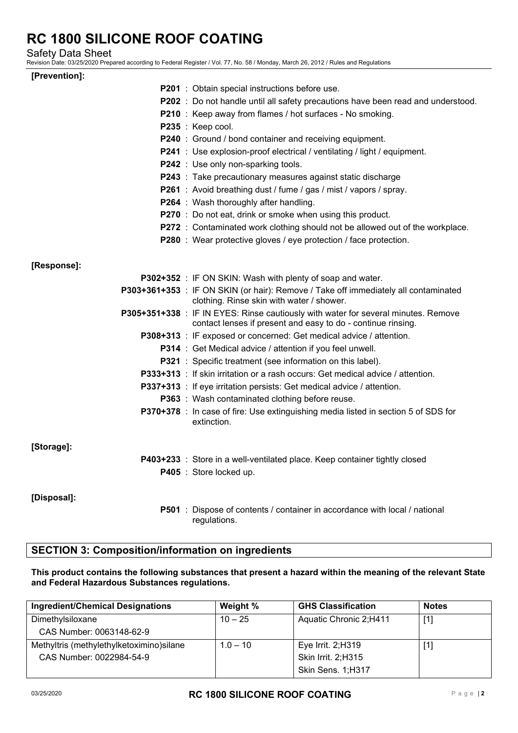**[Prevention]:**

**P201** : Obtain special instructions before use.
**P202** : Do not handle until all safety precautions have been read and understood.
**P210** : Keep away from flames / hot surfaces - No smoking.
**P235** : Keep cool.
**P240** : Ground / bond container and receiving equipment.
**P241** : Use explosion-proof electrical / ventilating / light / equipment.
**P242** : Use only non-sparking tools.
**P243** : Take precautionary measures against static discharge
**P261** : Avoid breathing dust / fume / gas / mist / vapors / spray.
**P264** : Wash thoroughly after handling.
**P270** : Do not eat, drink or smoke when using this product.
**P272** : Contaminated work clothing should not be allowed out of the workplace.
**P280** : Wear protective gloves / eye protection / face protection.

**[Response]:**

**P302+352** : IF ON SKIN: Wash with plenty of soap and water.
**P303+361+353** : IF ON SKIN (or hair): Remove / Take off immediately all contaminated clothing. Rinse skin with water / shower.
**P305+351+338** : IF IN EYES: Rinse cautiously with water for several minutes. Remove contact lenses if present and easy to do - continue rinsing.
**P308+313** : IF exposed or concerned: Get medical advice / attention.
**P314** : Get Medical advice / attention if you feel unwell.
**P321** : Specific treatment (see information on this label).
**P333+313** : If skin irritation or a rash occurs: Get medical advice / attention.
**P337+313** : If eye irritation persists: Get medical advice / attention.
**P363** : Wash contaminated clothing before reuse.
**P370+378** : In case of fire: Use extinguishing media listed in section 5 of SDS for extinction.

**[Storage]:**

**P403+233** : Store in a well-ventilated place. Keep container tightly closed
**P405** : Store locked up.

**[Disposal]:**

**P501** : Dispose of contents / container in accordance with local / national regulations.

## SECTION 3: Composition/information on ingredients

**This product contains the following substances that present a hazard within the meaning of the relevant State and Federal Hazardous Substances regulations.**

| Ingredient/Chemical Designations | Weight % | GHS Classification | Notes |
|---|---|---|---|
| Dimethylsiloxane<br>CAS Number: 0063148-62-9 | 10 – 25 | Aquatic Chronic 2;H411 | [1] |
| Methyltris (methylethylketoximino)silane<br>CAS Number: 0022984-54-9 | 1.0 – 10 | Eye Irrit. 2;H319<br>Skin Irrit. 2;H315<br>Skin Sens. 1;H317 | [1] |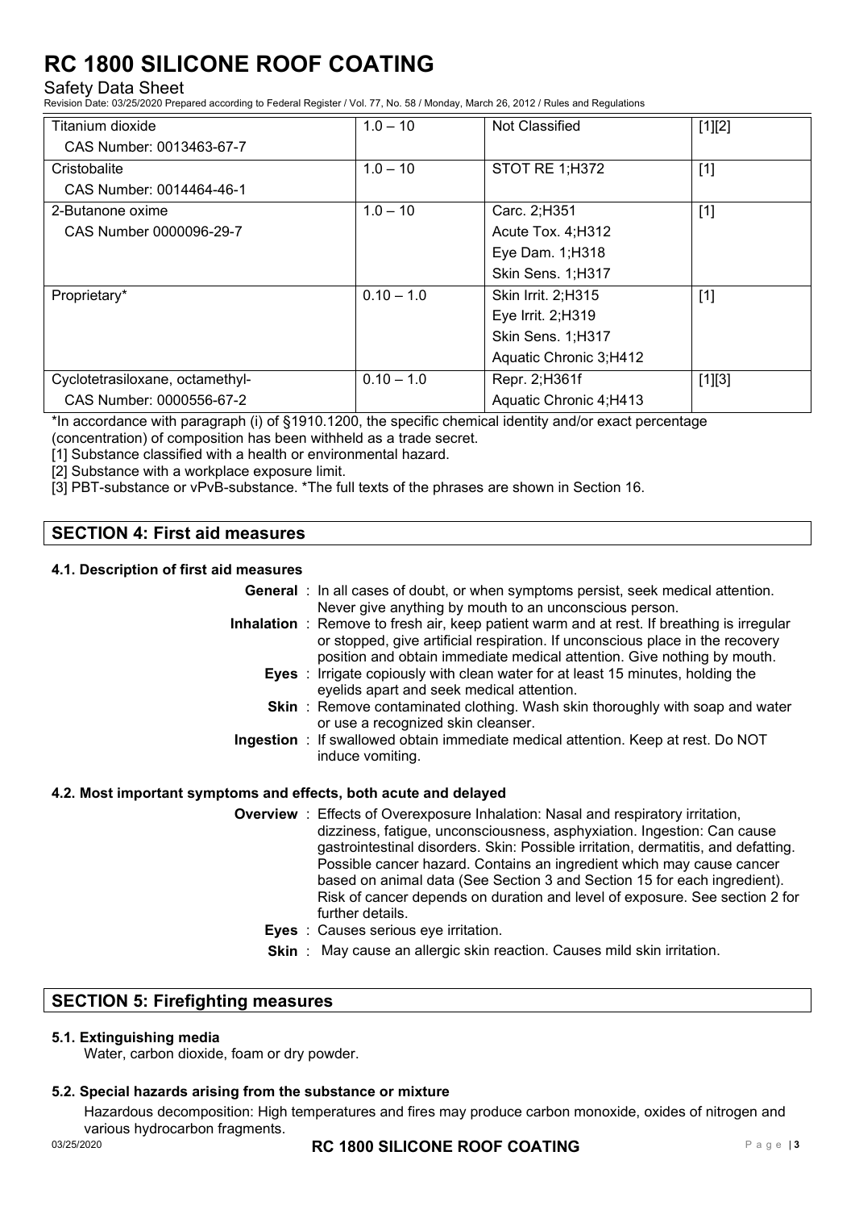| | | | |
|---|---|---|---|
| Titanium dioxide<br>CAS Number: 0013463-67-7 | 1.0 – 10 | Not Classified | [1][2] |
| Cristobalite<br>CAS Number: 0014464-46-1 | 1.0 – 10 | STOT RE 1;H372 | [1] |
| 2-Butanone oxime<br>CAS Number 0000096-29-7 | 1.0 – 10 | Carc. 2;H351<br>Acute Tox. 4;H312<br>Eye Dam. 1;H318<br>Skin Sens. 1;H317 | [1] |
| Proprietary* | 0.10 – 1.0 | Skin Irrit. 2;H315<br>Eye Irrit. 2;H319<br>Skin Sens. 1;H317<br>Aquatic Chronic 3;H412 | [1] |
| Cyclotetrasiloxane, octamethyl-<br>CAS Number: 0000556-67-2 | 0.10 – 1.0 | Repr. 2;H361f<br>Aquatic Chronic 4;H413 | [1][3] |

*In accordance with paragraph (i) of §1910.1200, the specific chemical identity and/or exact percentage (concentration) of composition has been withheld as a trade secret.

[1] Substance classified with a health or environmental hazard.

[2] Substance with a workplace exposure limit.

[3] PBT-substance or vPvB-substance. *The full texts of the phrases are shown in Section 16.

## SECTION 4: First aid measures

### 4.1. Description of first aid measures

**General** : In all cases of doubt, or when symptoms persist, seek medical attention. Never give anything by mouth to an unconscious person.

**Inhalation** : Remove to fresh air, keep patient warm and at rest. If breathing is irregular or stopped, give artificial respiration. If unconscious place in the recovery position and obtain immediate medical attention. Give nothing by mouth.

**Eyes** : Irrigate copiously with clean water for at least 15 minutes, holding the eyelids apart and seek medical attention.

**Skin** : Remove contaminated clothing. Wash skin thoroughly with soap and water or use a recognized skin cleanser.

**Ingestion** : If swallowed obtain immediate medical attention. Keep at rest. Do NOT induce vomiting.

### 4.2. Most important symptoms and effects, both acute and delayed

**Overview** : Effects of Overexposure Inhalation: Nasal and respiratory irritation, dizziness, fatigue, unconsciousness, asphyxiation. Ingestion: Can cause gastrointestinal disorders. Skin: Possible irritation, dermatitis, and defatting. Possible cancer hazard. Contains an ingredient which may cause cancer based on animal data (See Section 3 and Section 15 for each ingredient). Risk of cancer depends on duration and level of exposure. See section 2 for further details.

**Eyes** : Causes serious eye irritation.

**Skin** : May cause an allergic skin reaction. Causes mild skin irritation.

## SECTION 5: Firefighting measures

### 5.1. Extinguishing media

Water, carbon dioxide, foam or dry powder.

### 5.2. Special hazards arising from the substance or mixture

Hazardous decomposition: High temperatures and fires may produce carbon monoxide, oxides of nitrogen and various hydrocarbon fragments.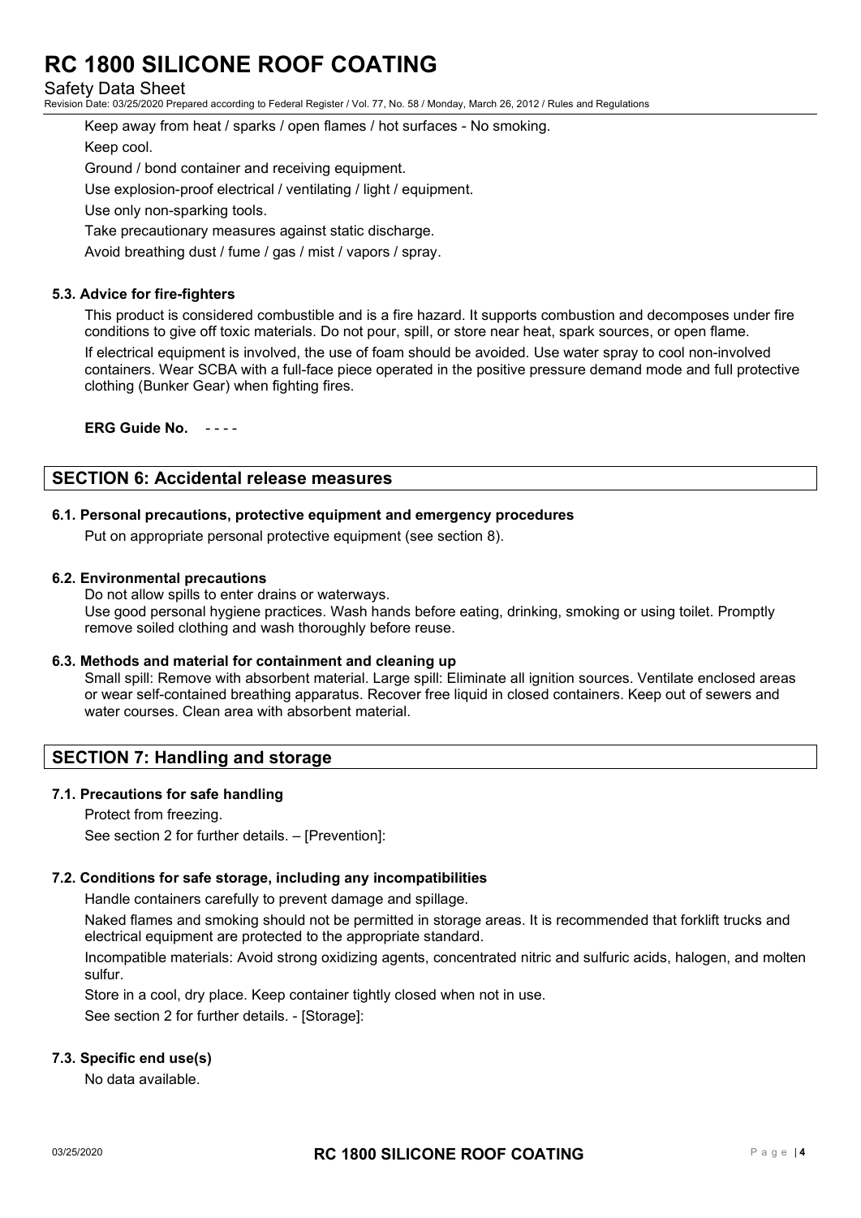Keep away from heat / sparks / open flames / hot surfaces - No smoking.

Keep cool.

Ground / bond container and receiving equipment.

Use explosion-proof electrical / ventilating / light / equipment.

Use only non-sparking tools.

Take precautionary measures against static discharge.

Avoid breathing dust / fume / gas / mist / vapors / spray.

### 5.3. Advice for fire-fighters

This product is considered combustible and is a fire hazard. It supports combustion and decomposes under fire conditions to give off toxic materials. Do not pour, spill, or store near heat, spark sources, or open flame.

If electrical equipment is involved, the use of foam should be avoided. Use water spray to cool non-involved containers. Wear SCBA with a full-face piece operated in the positive pressure demand mode and full protective clothing (Bunker Gear) when fighting fires.

**ERG Guide No.** - - - -

## SECTION 6: Accidental release measures

### 6.1. Personal precautions, protective equipment and emergency procedures

Put on appropriate personal protective equipment (see section 8).

### 6.2. Environmental precautions

Do not allow spills to enter drains or waterways.
Use good personal hygiene practices. Wash hands before eating, drinking, smoking or using toilet. Promptly remove soiled clothing and wash thoroughly before reuse.

### 6.3. Methods and material for containment and cleaning up

Small spill: Remove with absorbent material. Large spill: Eliminate all ignition sources. Ventilate enclosed areas or wear self-contained breathing apparatus. Recover free liquid in closed containers. Keep out of sewers and water courses. Clean area with absorbent material.

## SECTION 7: Handling and storage

### 7.1. Precautions for safe handling

Protect from freezing.

See section 2 for further details. – [Prevention]:

### 7.2. Conditions for safe storage, including any incompatibilities

Handle containers carefully to prevent damage and spillage.

Naked flames and smoking should not be permitted in storage areas. It is recommended that forklift trucks and electrical equipment are protected to the appropriate standard.

Incompatible materials: Avoid strong oxidizing agents, concentrated nitric and sulfuric acids, halogen, and molten sulfur.

Store in a cool, dry place. Keep container tightly closed when not in use.

See section 2 for further details. - [Storage]:

### 7.3. Specific end use(s)

No data available.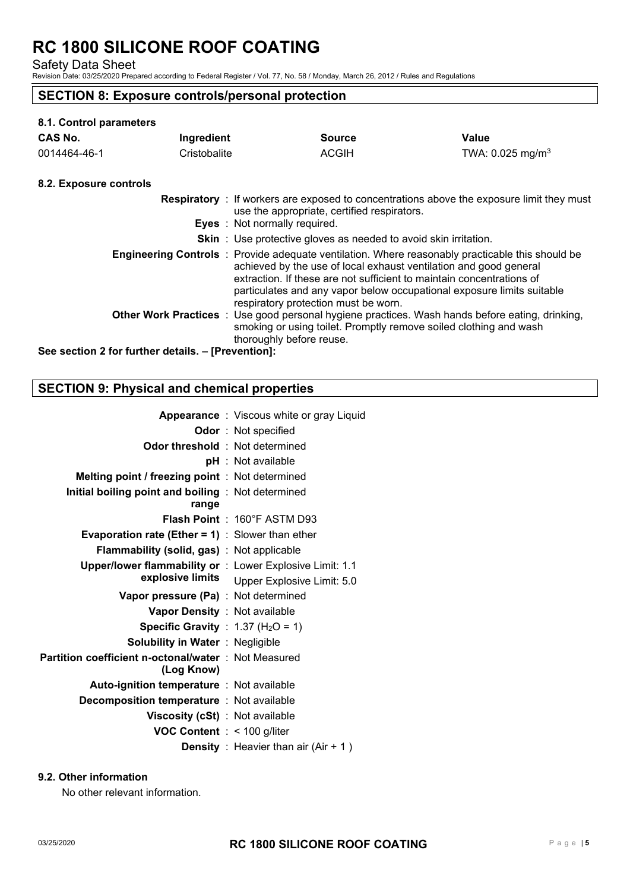## SECTION 8: Exposure controls/personal protection

### 8.1. Control parameters

| CAS No. | Ingredient | Source | Value |
|---|---|---|---|
| 0014464-46-1 | Cristobalite | ACGIH | TWA: 0.025 mg/m$^3$ |

### 8.2. Exposure controls

| | |
|---|---|
| **Respiratory** | : If workers are exposed to concentrations above the exposure limit they must use the appropriate, certified respirators. |
| **Eyes** | : Not normally required. |
| **Skin** | : Use protective gloves as needed to avoid skin irritation. |
| **Engineering Controls** | : Provide adequate ventilation. Where reasonably practicable this should be achieved by the use of local exhaust ventilation and good general extraction. If these are not sufficient to maintain concentrations of particulates and any vapor below occupational exposure limits suitable respiratory protection must be worn. |
| **Other Work Practices** | : Use good personal hygiene practices. Wash hands before eating, drinking, smoking or using toilet. Promptly remove soiled clothing and wash thoroughly before reuse. |

**See section 2 for further details. – [Prevention]:**

## SECTION 9: Physical and chemical properties

| | |
|---|---|
| **Appearance** | : Viscous white or gray Liquid |
| **Odor** | : Not specified |
| **Odor threshold** | : Not determined |
| **pH** | : Not available |
| **Melting point / freezing point** | : Not determined |
| **Initial boiling point and boiling range** | : Not determined |
| **Flash Point** | : 160°F ASTM D93 |
| **Evaporation rate (Ether = 1)** | : Slower than ether |
| **Flammability (solid, gas)** | : Not applicable |
| **Upper/lower flammability or explosive limits** | : Lower Explosive Limit: 1.1<br>Upper Explosive Limit: 5.0 |
| **Vapor pressure (Pa)** | : Not determined |
| **Vapor Density** | : Not available |
| **Specific Gravity** | : 1.37 ($H_2O$ = 1) |
| **Solubility in Water** | : Negligible |
| **Partition coefficient n-octonal/water (Log Know)** | : Not Measured |
| **Auto-ignition temperature** | : Not available |
| **Decomposition temperature** | : Not available |
| **Viscosity (cSt)** | : Not available |
| **VOC Content** | : < 100 g/liter |
| **Density** | : Heavier than air (Air + 1 ) |

### 9.2. Other information

No other relevant information.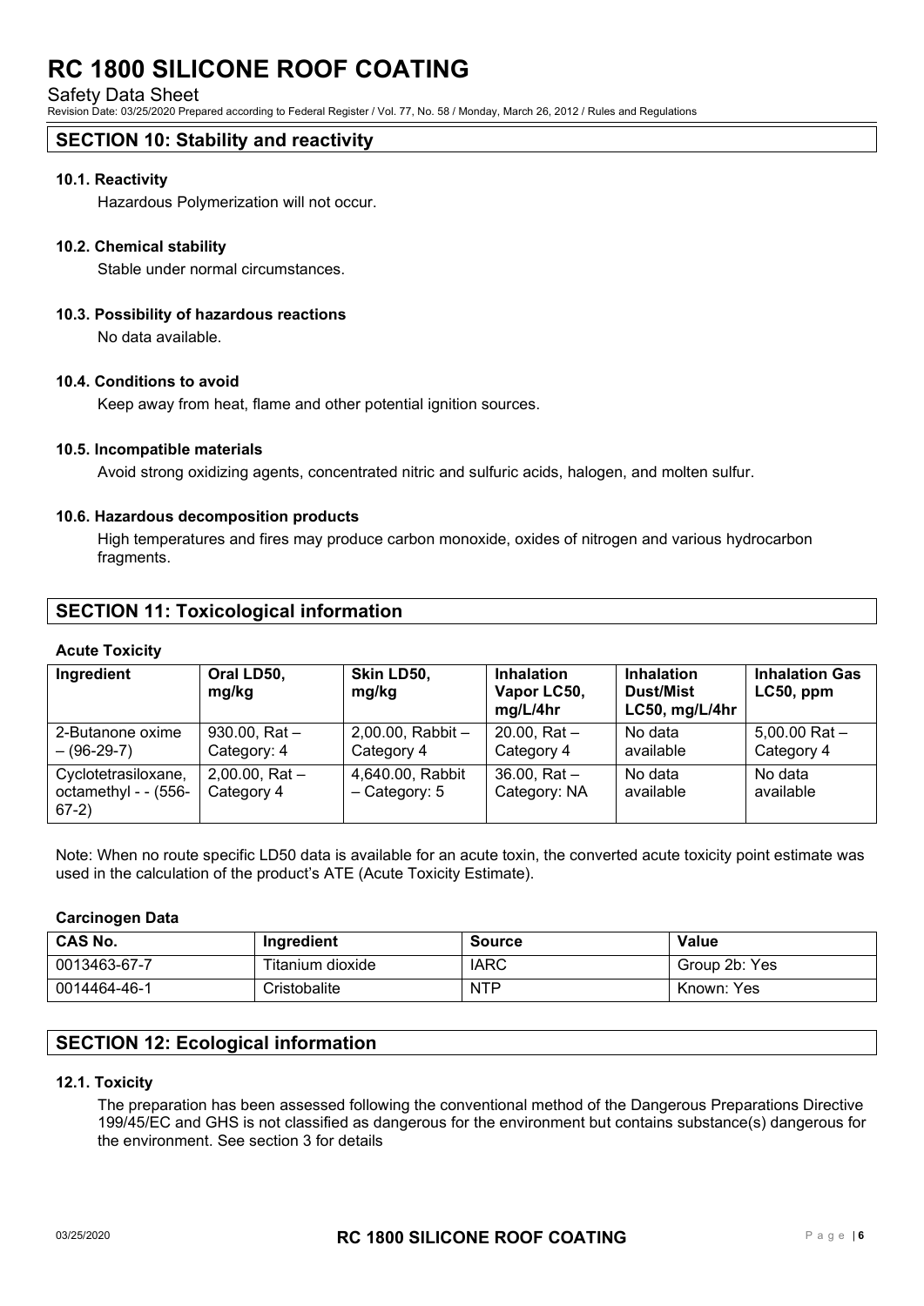## SECTION 10: Stability and reactivity

### 10.1. Reactivity

Hazardous Polymerization will not occur.

### 10.2. Chemical stability

Stable under normal circumstances.

### 10.3. Possibility of hazardous reactions

No data available.

### 10.4. Conditions to avoid

Keep away from heat, flame and other potential ignition sources.

### 10.5. Incompatible materials

Avoid strong oxidizing agents, concentrated nitric and sulfuric acids, halogen, and molten sulfur.

### 10.6. Hazardous decomposition products

High temperatures and fires may produce carbon monoxide, oxides of nitrogen and various hydrocarbon fragments.

## SECTION 11: Toxicological information

**Acute Toxicity**

| Ingredient | Oral LD50, mg/kg | Skin LD50, mg/kg | Inhalation Vapor LC50, mg/L/4hr | Inhalation Dust/Mist LC50, mg/L/4hr | Inhalation Gas LC50, ppm |
|---|---|---|---|---|---|
| 2-Butanone oxime – (96-29-7) | 930.00, Rat – Category: 4 | 2,00.00, Rabbit – Category 4 | 20.00, Rat – Category 4 | No data available | 5,00.00 Rat – Category 4 |
| Cyclotetrasiloxane, octamethyl - - (556-67-2) | 2,00.00, Rat – Category 4 | 4,640.00, Rabbit – Category: 5 | 36.00, Rat – Category: NA | No data available | No data available |

Note: When no route specific LD50 data is available for an acute toxin, the converted acute toxicity point estimate was used in the calculation of the product's ATE (Acute Toxicity Estimate).

**Carcinogen Data**

| CAS No. | Ingredient | Source | Value |
|---|---|---|---|
| 0013463-67-7 | Titanium dioxide | IARC | Group 2b: Yes |
| 0014464-46-1 | Cristobalite | NTP | Known: Yes |

## SECTION 12: Ecological information

### 12.1. Toxicity

The preparation has been assessed following the conventional method of the Dangerous Preparations Directive 199/45/EC and GHS is not classified as dangerous for the environment but contains substance(s) dangerous for the environment. See section 3 for details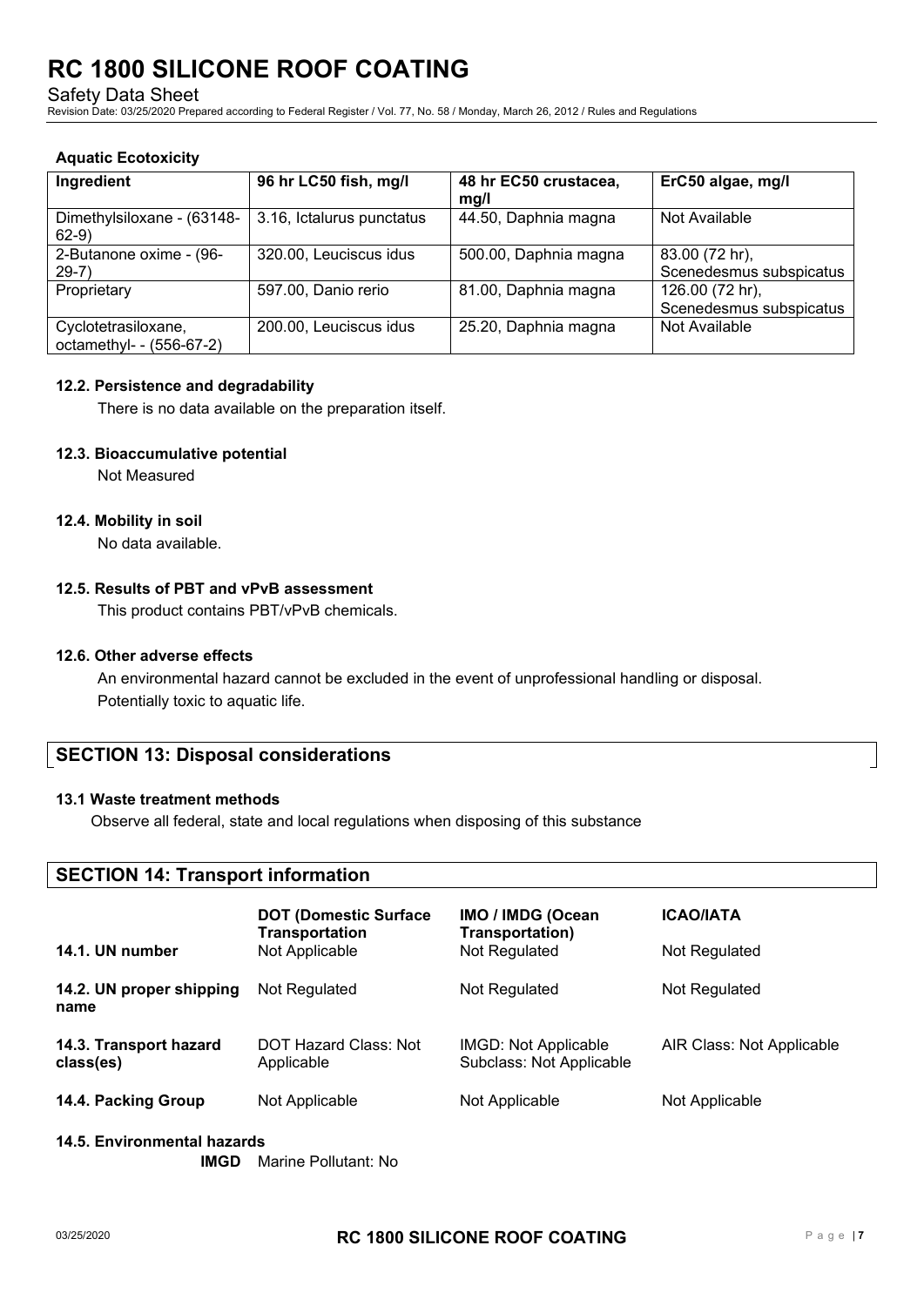**Aquatic Ecotoxicity**

| Ingredient | 96 hr LC50 fish, mg/l | 48 hr EC50 crustacea, mg/l | ErC50 algae, mg/l |
|---|---|---|---|
| Dimethylsiloxane - (63148-62-9) | 3.16, Ictalurus punctatus | 44.50, Daphnia magna | Not Available |
| 2-Butanone oxime - (96-29-7) | 320.00, Leuciscus idus | 500.00, Daphnia magna | 83.00 (72 hr), Scenedesmus subspicatus |
| Proprietary | 597.00, Danio rerio | 81.00, Daphnia magna | 126.00 (72 hr), Scenedesmus subspicatus |
| Cyclotetrasiloxane, octamethyl- - (556-67-2) | 200.00, Leuciscus idus | 25.20, Daphnia magna | Not Available |

**12.2. Persistence and degradability**

There is no data available on the preparation itself.

**12.3. Bioaccumulative potential**

Not Measured

**12.4. Mobility in soil**

No data available.

**12.5. Results of PBT and vPvB assessment**

This product contains PBT/vPvB chemicals.

**12.6. Other adverse effects**

An environmental hazard cannot be excluded in the event of unprofessional handling or disposal.
Potentially toxic to aquatic life.

## SECTION 13: Disposal considerations

**13.1 Waste treatment methods**

Observe all federal, state and local regulations when disposing of this substance

## SECTION 14: Transport information

| | DOT (Domestic Surface Transportation | IMO / IMDG (Ocean Transportation) | ICAO/IATA |
|---|---|---|---|
| **14.1. UN number** | Not Applicable | Not Regulated | Not Regulated |
| **14.2. UN proper shipping name** | Not Regulated | Not Regulated | Not Regulated |
| **14.3. Transport hazard class(es)** | DOT Hazard Class: Not Applicable | IMGD: Not Applicable Subclass: Not Applicable | AIR Class: Not Applicable |
| **14.4. Packing Group** | Not Applicable | Not Applicable | Not Applicable |

**14.5. Environmental hazards**

**IMGD** Marine Pollutant: No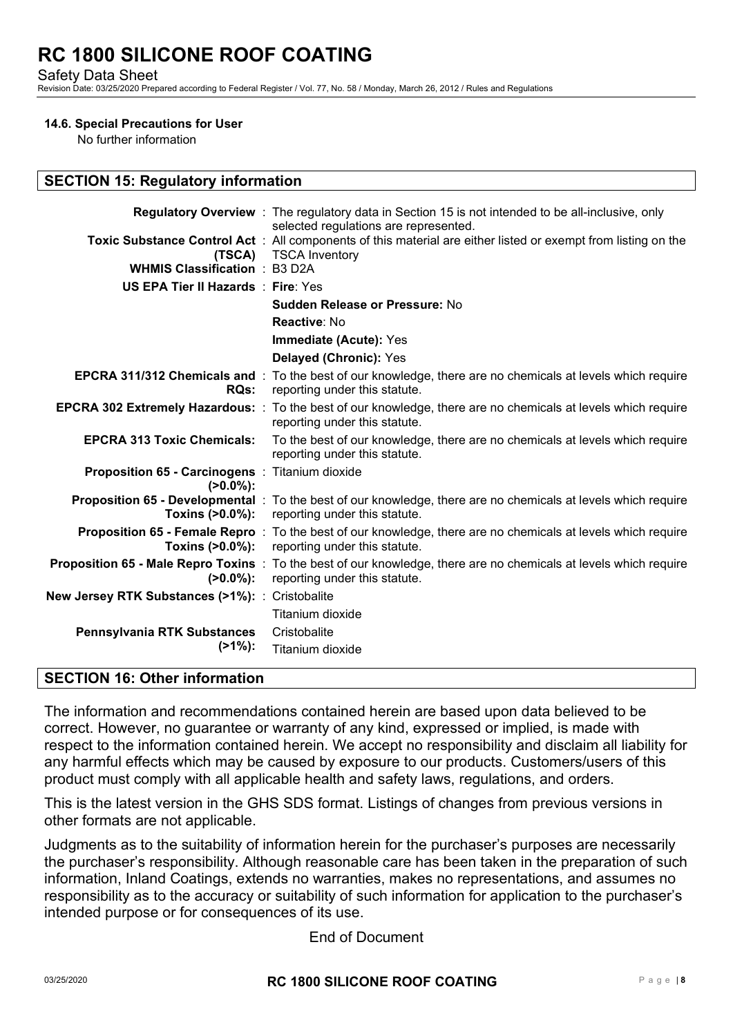#### 14.6. Special Precautions for User

No further information

## SECTION 15: Regulatory information

| | |
|---|---|
| **Regulatory Overview** : | The regulatory data in Section 15 is not intended to be all-inclusive, only selected regulations are represented. |
| **Toxic Substance Control Act (TSCA)** : | All components of this material are either listed or exempt from listing on the TSCA Inventory |
| **WHMIS Classification** : | B3 D2A |
| **US EPA Tier II Hazards** : | **Fire**: Yes |
| | **Sudden Release or Pressure:** No |
| | **Reactive**: No |
| | **Immediate (Acute):** Yes |
| | **Delayed (Chronic):** Yes |
| **EPCRA 311/312 Chemicals and RQs:** : | To the best of our knowledge, there are no chemicals at levels which require reporting under this statute. |
| **EPCRA 302 Extremely Hazardous:** : | To the best of our knowledge, there are no chemicals at levels which require reporting under this statute. |
| **EPCRA 313 Toxic Chemicals:** | To the best of our knowledge, there are no chemicals at levels which require reporting under this statute. |
| **Proposition 65 - Carcinogens (>0.0%):** : | Titanium dioxide |
| **Proposition 65 - Developmental Toxins (>0.0%):** : | To the best of our knowledge, there are no chemicals at levels which require reporting under this statute. |
| **Proposition 65 - Female Repro Toxins (>0.0%):** : | To the best of our knowledge, there are no chemicals at levels which require reporting under this statute. |
| **Proposition 65 - Male Repro Toxins (>0.0%):** : | To the best of our knowledge, there are no chemicals at levels which require reporting under this statute. |
| **New Jersey RTK Substances (>1%):** : | Cristobalite |
| | Titanium dioxide |
| **Pennsylvania RTK Substances (>1%):** | Cristobalite |
| | Titanium dioxide |

## SECTION 16: Other information

The information and recommendations contained herein are based upon data believed to be correct. However, no guarantee or warranty of any kind, expressed or implied, is made with respect to the information contained herein. We accept no responsibility and disclaim all liability for any harmful effects which may be caused by exposure to our products. Customers/users of this product must comply with all applicable health and safety laws, regulations, and orders.

This is the latest version in the GHS SDS format. Listings of changes from previous versions in other formats are not applicable.

Judgments as to the suitability of information herein for the purchaser's purposes are necessarily the purchaser's responsibility. Although reasonable care has been taken in the preparation of such information, Inland Coatings, extends no warranties, makes no representations, and assumes no responsibility as to the accuracy or suitability of such information for application to the purchaser's intended purpose or for consequences of its use.

End of Document